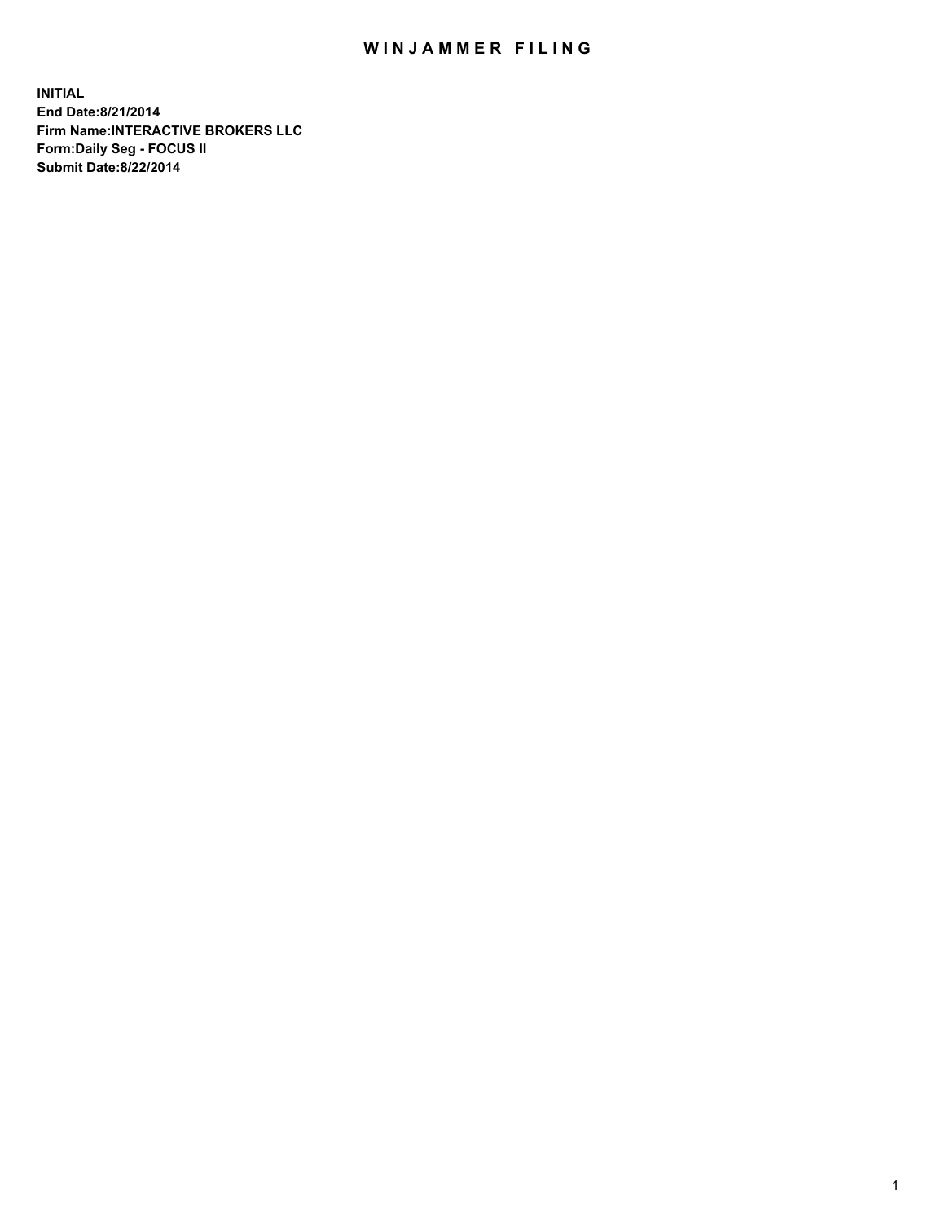# WINJAMMER FILING

**INITIAL**
**End Date:8/21/2014**
**Firm Name:INTERACTIVE BROKERS LLC**
**Form:Daily Seg - FOCUS II**
**Submit Date:8/22/2014**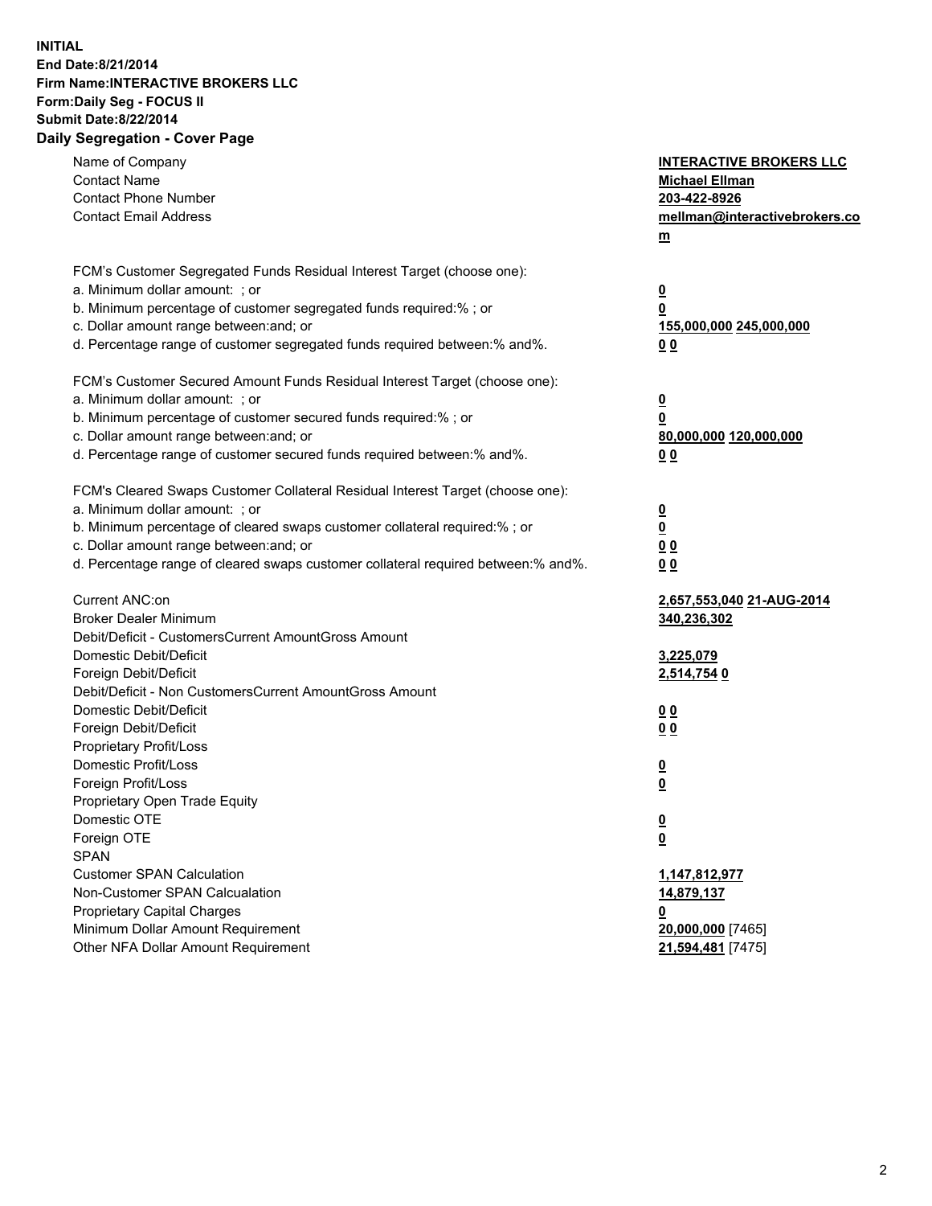**INITIAL**
**End Date:8/21/2014**
**Firm Name:INTERACTIVE BROKERS LLC**
**Form:Daily Seg - FOCUS II**
**Submit Date:8/22/2014**

## Daily Segregation - Cover Page

| | |
|---|---|
| Name of Company | **INTERACTIVE BROKERS LLC** |
| Contact Name | **Michael Ellman** |
| Contact Phone Number | **203-422-8926** |
| Contact Email Address | **mellman@interactivebrokers.com** |
| FCM's Customer Segregated Funds Residual Interest Target (choose one): | |
| a. Minimum dollar amount: ; or | **0** |
| b. Minimum percentage of customer segregated funds required:% ; or | **0** |
| c. Dollar amount range between:and; or | **155,000,000 245,000,000** |
| d. Percentage range of customer segregated funds required between:% and%. | **0 0** |
| FCM's Customer Secured Amount Funds Residual Interest Target (choose one): | |
| a. Minimum dollar amount: ; or | **0** |
| b. Minimum percentage of customer secured funds required:% ; or | **0** |
| c. Dollar amount range between:and; or | **80,000,000 120,000,000** |
| d. Percentage range of customer secured funds required between:% and%. | **0 0** |
| FCM's Cleared Swaps Customer Collateral Residual Interest Target (choose one): | |
| a. Minimum dollar amount: ; or | **0** |
| b. Minimum percentage of cleared swaps customer collateral required:% ; or | **0** |
| c. Dollar amount range between:and; or | **0 0** |
| d. Percentage range of cleared swaps customer collateral required between:% and%. | **0 0** |
| Current ANC:on | **2,657,553,040 21-AUG-2014** |
| Broker Dealer Minimum | **340,236,302** |
| Debit/Deficit - CustomersCurrent AmountGross Amount | |
| Domestic Debit/Deficit | **3,225,079** |
| Foreign Debit/Deficit | **2,514,754 0** |
| Debit/Deficit - Non CustomersCurrent AmountGross Amount | |
| Domestic Debit/Deficit | **0 0** |
| Foreign Debit/Deficit | **0 0** |
| Proprietary Profit/Loss | |
| Domestic Profit/Loss | **0** |
| Foreign Profit/Loss | **0** |
| Proprietary Open Trade Equity | |
| Domestic OTE | **0** |
| Foreign OTE | **0** |
| SPAN | |
| Customer SPAN Calculation | **1,147,812,977** |
| Non-Customer SPAN Calcualation | **14,879,137** |
| Proprietary Capital Charges | **0** |
| Minimum Dollar Amount Requirement | **20,000,000** [7465] |
| Other NFA Dollar Amount Requirement | **21,594,481** [7475] |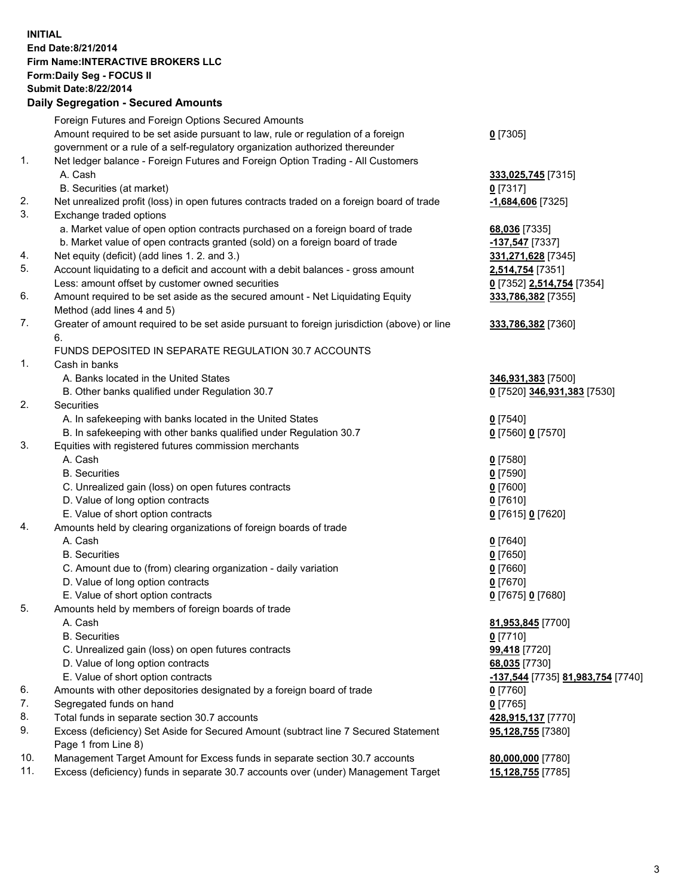**INITIAL**
**End Date:8/21/2014**
**Firm Name:INTERACTIVE BROKERS LLC**
**Form:Daily Seg - FOCUS II**
**Submit Date:8/22/2014**

## Daily Segregation - Secured Amounts

| | | |
|---|---|---|
| | Foreign Futures and Foreign Options Secured Amounts | |
| | Amount required to be set aside pursuant to law, rule or regulation of a foreign government or a rule of a self-regulatory organization authorized thereunder | **0** [7305] |
| 1. | Net ledger balance - Foreign Futures and Foreign Option Trading - All Customers | |
| | A. Cash | **333,025,745** [7315] |
| | B. Securities (at market) | **0** [7317] |
| 2. | Net unrealized profit (loss) in open futures contracts traded on a foreign board of trade | **-1,684,606** [7325] |
| 3. | Exchange traded options | |
| | a. Market value of open option contracts purchased on a foreign board of trade | **68,036** [7335] |
| | b. Market value of open contracts granted (sold) on a foreign board of trade | **-137,547** [7337] |
| 4. | Net equity (deficit) (add lines 1. 2. and 3.) | **331,271,628** [7345] |
| 5. | Account liquidating to a deficit and account with a debit balances - gross amount | **2,514,754** [7351] |
| | Less: amount offset by customer owned securities | **0** [7352] **2,514,754** [7354] |
| 6. | Amount required to be set aside as the secured amount - Net Liquidating Equity Method (add lines 4 and 5) | **333,786,382** [7355] |
| 7. | Greater of amount required to be set aside pursuant to foreign jurisdiction (above) or line 6. | **333,786,382** [7360] |
| | FUNDS DEPOSITED IN SEPARATE REGULATION 30.7 ACCOUNTS | |
| 1. | Cash in banks | |
| | A. Banks located in the United States | **346,931,383** [7500] |
| | B. Other banks qualified under Regulation 30.7 | **0** [7520] **346,931,383** [7530] |
| 2. | Securities | |
| | A. In safekeeping with banks located in the United States | **0** [7540] |
| | B. In safekeeping with other banks qualified under Regulation 30.7 | **0** [7560] **0** [7570] |
| 3. | Equities with registered futures commission merchants | |
| | A. Cash | **0** [7580] |
| | B. Securities | **0** [7590] |
| | C. Unrealized gain (loss) on open futures contracts | **0** [7600] |
| | D. Value of long option contracts | **0** [7610] |
| | E. Value of short option contracts | **0** [7615] **0** [7620] |
| 4. | Amounts held by clearing organizations of foreign boards of trade | |
| | A. Cash | **0** [7640] |
| | B. Securities | **0** [7650] |
| | C. Amount due to (from) clearing organization - daily variation | **0** [7660] |
| | D. Value of long option contracts | **0** [7670] |
| | E. Value of short option contracts | **0** [7675] **0** [7680] |
| 5. | Amounts held by members of foreign boards of trade | |
| | A. Cash | **81,953,845** [7700] |
| | B. Securities | **0** [7710] |
| | C. Unrealized gain (loss) on open futures contracts | **99,418** [7720] |
| | D. Value of long option contracts | **68,035** [7730] |
| | E. Value of short option contracts | **-137,544** [7735] **81,983,754** [7740] |
| 6. | Amounts with other depositories designated by a foreign board of trade | **0** [7760] |
| 7. | Segregated funds on hand | **0** [7765] |
| 8. | Total funds in separate section 30.7 accounts | **428,915,137** [7770] |
| 9. | Excess (deficiency) Set Aside for Secured Amount (subtract line 7 Secured Statement Page 1 from Line 8) | **95,128,755** [7380] |
| 10. | Management Target Amount for Excess funds in separate section 30.7 accounts | **80,000,000** [7780] |
| 11. | Excess (deficiency) funds in separate 30.7 accounts over (under) Management Target | **15,128,755** [7785] |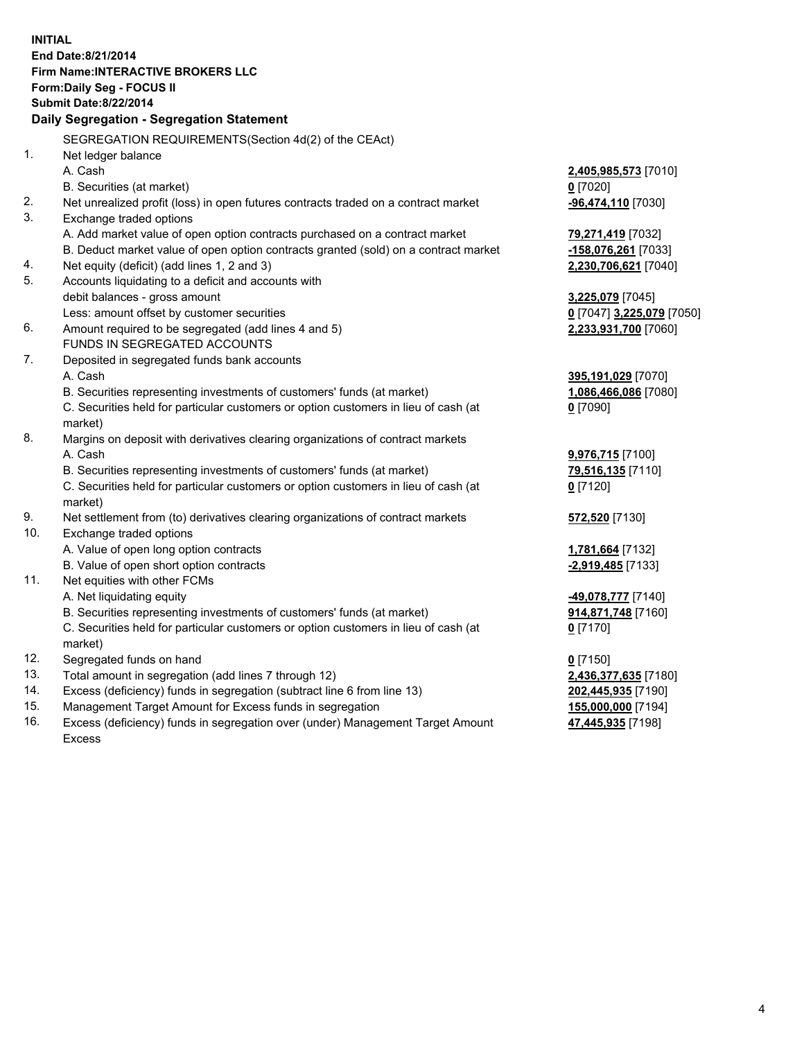**INITIAL**
**End Date:8/21/2014**
**Firm Name:INTERACTIVE BROKERS LLC**
**Form:Daily Seg - FOCUS II**
**Submit Date:8/22/2014**

### Daily Segregation - Segregation Statement

SEGREGATION REQUIREMENTS(Section 4d(2) of the CEAct)

| | | |
|---|---|---|
| 1. | Net ledger balance | |
| | A. Cash | **2,405,985,573** [7010] |
| | B. Securities (at market) | **0** [7020] |
| 2. | Net unrealized profit (loss) in open futures contracts traded on a contract market | **-96,474,110** [7030] |
| 3. | Exchange traded options | |
| | A. Add market value of open option contracts purchased on a contract market | **79,271,419** [7032] |
| | B. Deduct market value of open option contracts granted (sold) on a contract market | **-158,076,261** [7033] |
| 4. | Net equity (deficit) (add lines 1, 2 and 3) | **2,230,706,621** [7040] |
| 5. | Accounts liquidating to a deficit and accounts with debit balances - gross amount | **3,225,079** [7045] |
| | Less: amount offset by customer securities | **0** [7047] **3,225,079** [7050] |
| 6. | Amount required to be segregated (add lines 4 and 5) | **2,233,931,700** [7060] |
| | FUNDS IN SEGREGATED ACCOUNTS | |
| 7. | Deposited in segregated funds bank accounts | |
| | A. Cash | **395,191,029** [7070] |
| | B. Securities representing investments of customers' funds (at market) | **1,086,466,086** [7080] |
| | C. Securities held for particular customers or option customers in lieu of cash (at market) | **0** [7090] |
| 8. | Margins on deposit with derivatives clearing organizations of contract markets | |
| | A. Cash | **9,976,715** [7100] |
| | B. Securities representing investments of customers' funds (at market) | **79,516,135** [7110] |
| | C. Securities held for particular customers or option customers in lieu of cash (at market) | **0** [7120] |
| 9. | Net settlement from (to) derivatives clearing organizations of contract markets | **572,520** [7130] |
| 10. | Exchange traded options | |
| | A. Value of open long option contracts | **1,781,664** [7132] |
| | B. Value of open short option contracts | **-2,919,485** [7133] |
| 11. | Net equities with other FCMs | |
| | A. Net liquidating equity | **-49,078,777** [7140] |
| | B. Securities representing investments of customers' funds (at market) | **914,871,748** [7160] |
| | C. Securities held for particular customers or option customers in lieu of cash (at market) | **0** [7170] |
| 12. | Segregated funds on hand | **0** [7150] |
| 13. | Total amount in segregation (add lines 7 through 12) | **2,436,377,635** [7180] |
| 14. | Excess (deficiency) funds in segregation (subtract line 6 from line 13) | **202,445,935** [7190] |
| 15. | Management Target Amount for Excess funds in segregation | **155,000,000** [7194] |
| 16. | Excess (deficiency) funds in segregation over (under) Management Target Amount Excess | **47,445,935** [7198] |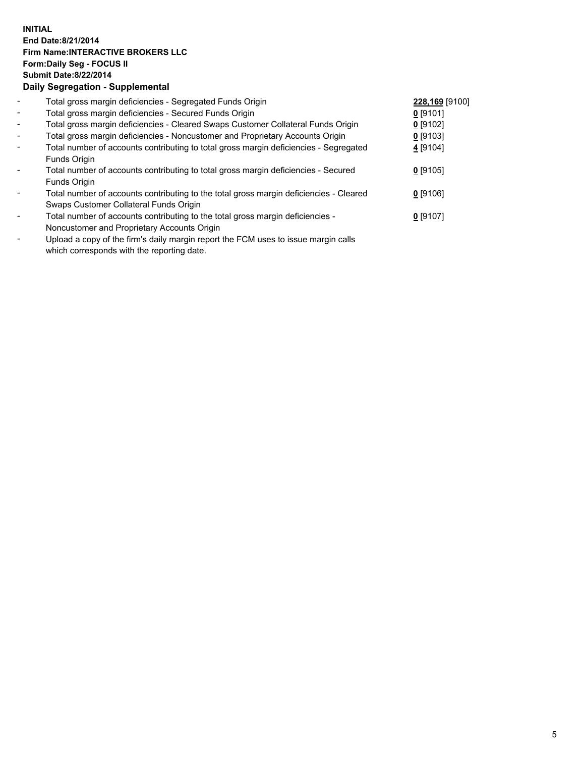**INITIAL**
**End Date:8/21/2014**
**Firm Name:INTERACTIVE BROKERS LLC**
**Form:Daily Seg - FOCUS II**
**Submit Date:8/22/2014**
**Daily Segregation - Supplemental**

| | | |
|---|---|---|
| - | Total gross margin deficiencies - Segregated Funds Origin | **228,169** [9100] |
| - | Total gross margin deficiencies - Secured Funds Origin | **0** [9101] |
| - | Total gross margin deficiencies - Cleared Swaps Customer Collateral Funds Origin | **0** [9102] |
| - | Total gross margin deficiencies - Noncustomer and Proprietary Accounts Origin | **0** [9103] |
| - | Total number of accounts contributing to total gross margin deficiencies - Segregated Funds Origin | **4** [9104] |
| - | Total number of accounts contributing to total gross margin deficiencies - Secured Funds Origin | **0** [9105] |
| - | Total number of accounts contributing to the total gross margin deficiencies - Cleared Swaps Customer Collateral Funds Origin | **0** [9106] |
| - | Total number of accounts contributing to the total gross margin deficiencies - Noncustomer and Proprietary Accounts Origin | **0** [9107] |
| - | Upload a copy of the firm's daily margin report the FCM uses to issue margin calls which corresponds with the reporting date. | |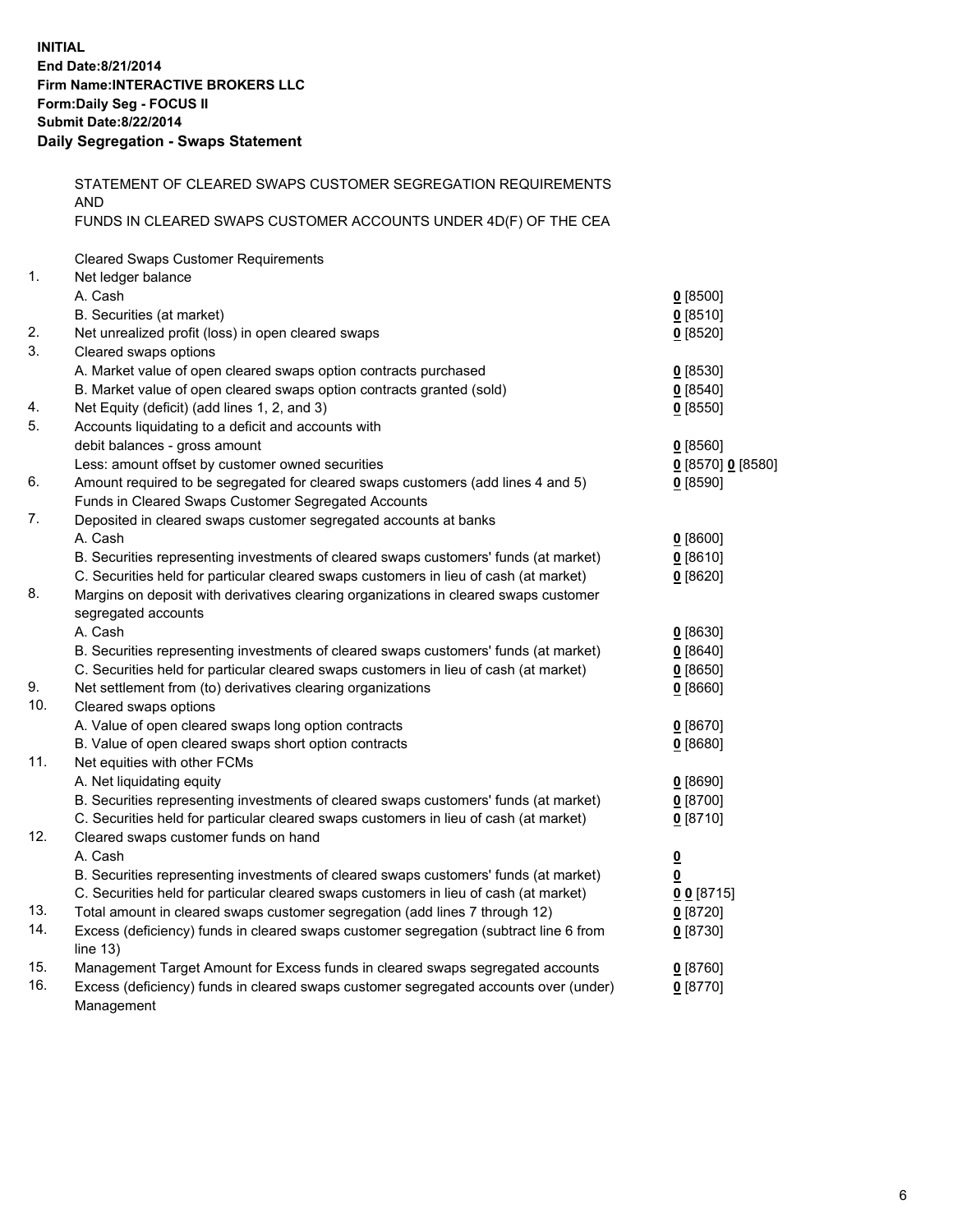**INITIAL**
**End Date:8/21/2014**
**Firm Name:INTERACTIVE BROKERS LLC**
**Form:Daily Seg - FOCUS II**
**Submit Date:8/22/2014**
**Daily Segregation - Swaps Statement**

STATEMENT OF CLEARED SWAPS CUSTOMER SEGREGATION REQUIREMENTS AND FUNDS IN CLEARED SWAPS CUSTOMER ACCOUNTS UNDER 4D(F) OF THE CEA

| | | |
|---|---|---|
| | Cleared Swaps Customer Requirements | |
| 1. | Net ledger balance | |
| | A. Cash | **0** [8500] |
| | B. Securities (at market) | **0** [8510] |
| 2. | Net unrealized profit (loss) in open cleared swaps | **0** [8520] |
| 3. | Cleared swaps options | |
| | A. Market value of open cleared swaps option contracts purchased | **0** [8530] |
| | B. Market value of open cleared swaps option contracts granted (sold) | **0** [8540] |
| 4. | Net Equity (deficit) (add lines 1, 2, and 3) | **0** [8550] |
| 5. | Accounts liquidating to a deficit and accounts with debit balances - gross amount | **0** [8560] |
| | Less: amount offset by customer owned securities | **0** [8570] **0** [8580] |
| 6. | Amount required to be segregated for cleared swaps customers (add lines 4 and 5) | **0** [8590] |
| | Funds in Cleared Swaps Customer Segregated Accounts | |
| 7. | Deposited in cleared swaps customer segregated accounts at banks | |
| | A. Cash | **0** [8600] |
| | B. Securities representing investments of cleared swaps customers' funds (at market) | **0** [8610] |
| | C. Securities held for particular cleared swaps customers in lieu of cash (at market) | **0** [8620] |
| 8. | Margins on deposit with derivatives clearing organizations in cleared swaps customer segregated accounts | |
| | A. Cash | **0** [8630] |
| | B. Securities representing investments of cleared swaps customers' funds (at market) | **0** [8640] |
| | C. Securities held for particular cleared swaps customers in lieu of cash (at market) | **0** [8650] |
| 9. | Net settlement from (to) derivatives clearing organizations | **0** [8660] |
| 10. | Cleared swaps options | |
| | A. Value of open cleared swaps long option contracts | **0** [8670] |
| | B. Value of open cleared swaps short option contracts | **0** [8680] |
| 11. | Net equities with other FCMs | |
| | A. Net liquidating equity | **0** [8690] |
| | B. Securities representing investments of cleared swaps customers' funds (at market) | **0** [8700] |
| | C. Securities held for particular cleared swaps customers in lieu of cash (at market) | **0** [8710] |
| 12. | Cleared swaps customer funds on hand | |
| | A. Cash | **0** |
| | B. Securities representing investments of cleared swaps customers' funds (at market) | **0** |
| | C. Securities held for particular cleared swaps customers in lieu of cash (at market) | **0** **0** [8715] |
| 13. | Total amount in cleared swaps customer segregation (add lines 7 through 12) | **0** [8720] |
| 14. | Excess (deficiency) funds in cleared swaps customer segregation (subtract line 6 from line 13) | **0** [8730] |
| 15. | Management Target Amount for Excess funds in cleared swaps segregated accounts | **0** [8760] |
| 16. | Excess (deficiency) funds in cleared swaps customer segregated accounts over (under) Management | **0** [8770] |